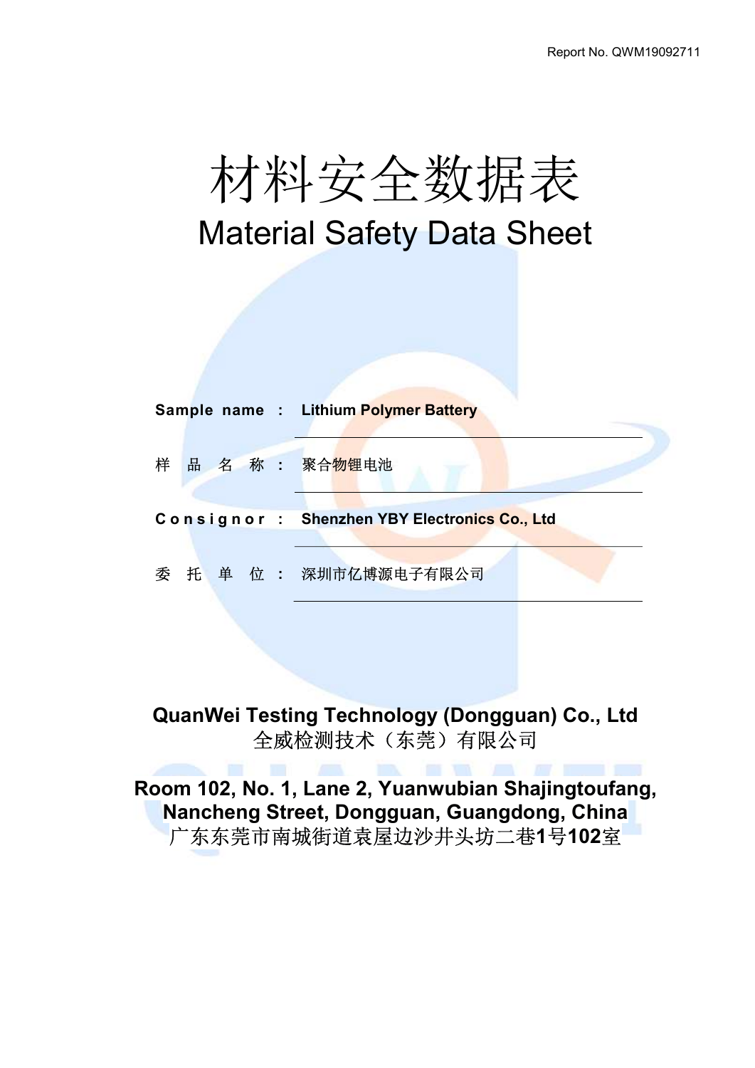Report No. QWM19092711

# 材料安全数据表

# Material Safety Data Sheet

| | | |
|---|---|---|
| **Sample name** | : | **Lithium Polymer Battery** |
| 样 品 名 称 | : | 聚合物锂电池 |
| **Consignor** | : | **Shenzhen YBY Electronics Co., Ltd** |
| 委 托 单 位 | : | 深圳市亿博源电子有限公司 |

**QuanWei Testing Technology (Dongguan) Co., Ltd**
全威检测技术（东莞）有限公司

**Room 102, No. 1, Lane 2, Yuanwubian Shajingtoufang, Nancheng Street, Dongguan, Guangdong, China**
广东东莞市南城街道袁屋边沙井头坊二巷**1**号**102**室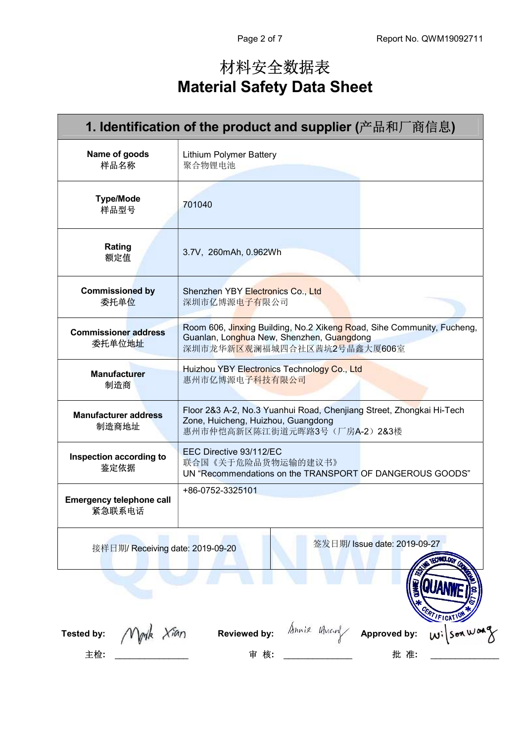# 材料安全数据表
# Material Safety Data Sheet

## 1. Identification of the product and supplier (产品和厂商信息)

| | |
|---|---|
| **Name of goods** 样品名称 | Lithium Polymer Battery 聚合物锂电池 |
| **Type/Mode** 样品型号 | 701040 |
| **Rating** 额定值 | 3.7V，260mAh, 0.962Wh |
| **Commissioned by** 委托单位 | Shenzhen YBY Electronics Co., Ltd 深圳市亿博源电子有限公司 |
| **Commissioner address** 委托单位地址 | Room 606, Jinxing Building, No.2 Xikeng Road, Sihe Community, Fucheng, Guanlan, Longhua New, Shenzhen, Guangdong 深圳市龙华新区观澜福城四合社区茜坑2号晶鑫大厦606室 |
| **Manufacturer** 制造商 | Huizhou YBY Electronics Technology Co., Ltd 惠州市亿博源电子科技有限公司 |
| **Manufacturer address** 制造商地址 | Floor 2&3 A-2, No.3 Yuanhui Road, Chenjiang Street, Zhongkai Hi-Tech Zone, Huicheng, Huizhou, Guangdong 惠州市仲恺高新区陈江街道元晖路3号（厂房A-2）2&3楼 |
| **Inspection according to** 鉴定依据 | EEC Directive 93/112/EC 联合国《关于危险品货物运输的建议书》 UN “Recommendations on the TRANSPORT OF DANGEROUS GOODS” |
| **Emergency telephone call** 紧急联系电话 | +86-0752-3325101 |
| 接样日期/ Receiving date: 2019-09-20 | 签发日期/ Issue date: 2019-09-27 |

**Tested by:** Mark Xian 主检: ______________

**Reviewed by:** Annie Huang 审 核: ______________

**Approved by:** Wilson Wang 批 准: ______________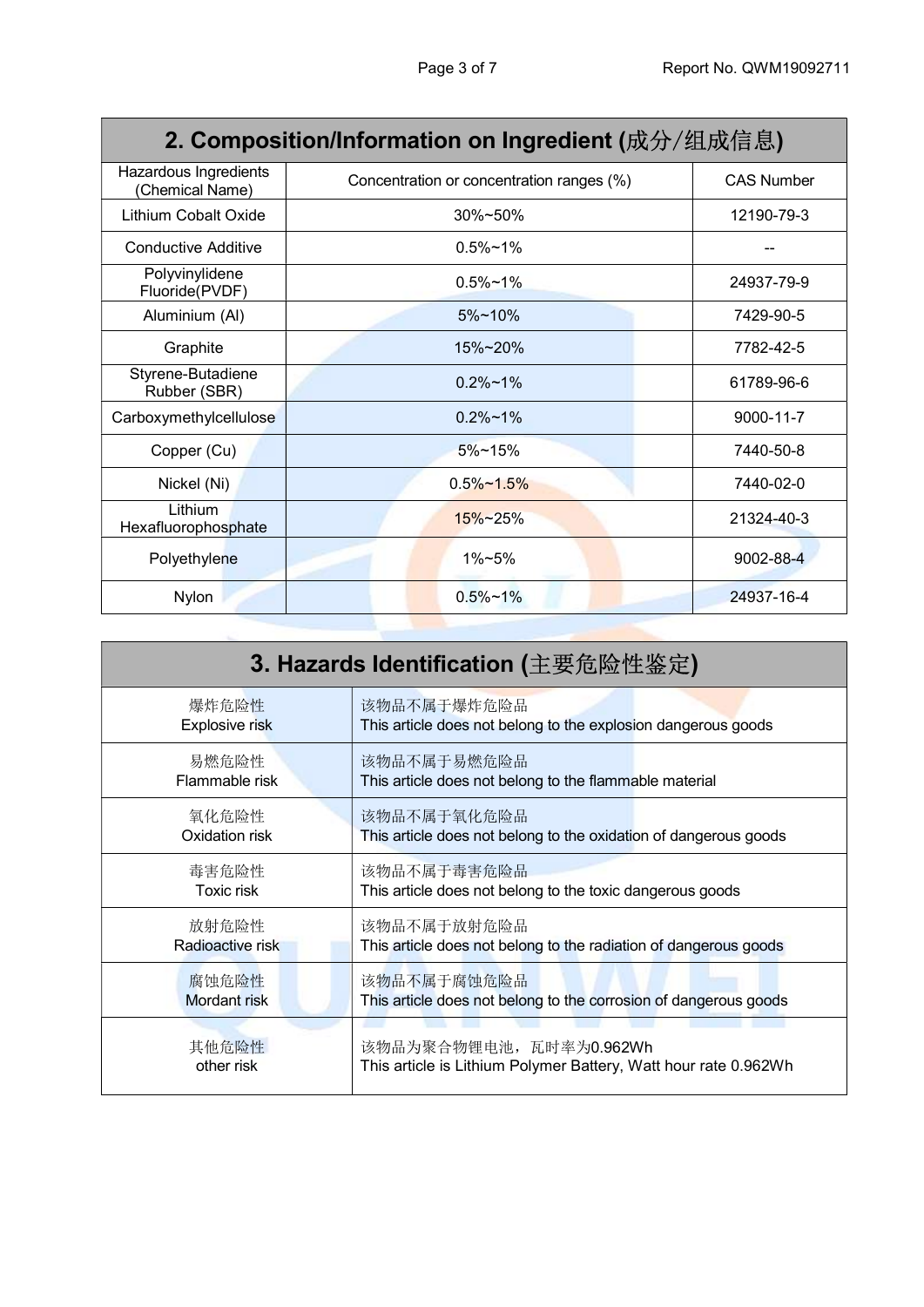## 2. Composition/Information on Ingredient (成分/组成信息)

| Hazardous Ingredients (Chemical Name) | Concentration or concentration ranges (%) | CAS Number |
|---|---|---|
| Lithium Cobalt Oxide | 30%~50% | 12190-79-3 |
| Conductive Additive | 0.5%~1% | -- |
| Polyvinylidene Fluoride(PVDF) | 0.5%~1% | 24937-79-9 |
| Aluminium (Al) | 5%~10% | 7429-90-5 |
| Graphite | 15%~20% | 7782-42-5 |
| Styrene-Butadiene Rubber (SBR) | 0.2%~1% | 61789-96-6 |
| Carboxymethylcellulose | 0.2%~1% | 9000-11-7 |
| Copper (Cu) | 5%~15% | 7440-50-8 |
| Nickel (Ni) | 0.5%~1.5% | 7440-02-0 |
| Lithium Hexafluorophosphate | 15%~25% | 21324-40-3 |
| Polyethylene | 1%~5% | 9002-88-4 |
| Nylon | 0.5%~1% | 24937-16-4 |

## 3. Hazards Identification (主要危险性鉴定)

| | |
|---|---|
| 爆炸危险性<br>Explosive risk | 该物品不属于爆炸危险品<br>This article does not belong to the explosion dangerous goods |
| 易燃危险性<br>Flammable risk | 该物品不属于易燃危险品<br>This article does not belong to the flammable material |
| 氧化危险性<br>Oxidation risk | 该物品不属于氧化危险品<br>This article does not belong to the oxidation of dangerous goods |
| 毒害危险性<br>Toxic risk | 该物品不属于毒害危险品<br>This article does not belong to the toxic dangerous goods |
| 放射危险性<br>Radioactive risk | 该物品不属于放射危险品<br>This article does not belong to the radiation of dangerous goods |
| 腐蚀危险性<br>Mordant risk | 该物品不属于腐蚀危险品<br>This article does not belong to the corrosion of dangerous goods |
| 其他危险性<br>other risk | 该物品为聚合物锂电池，瓦时率为0.962Wh<br>This article is Lithium Polymer Battery, Watt hour rate 0.962Wh |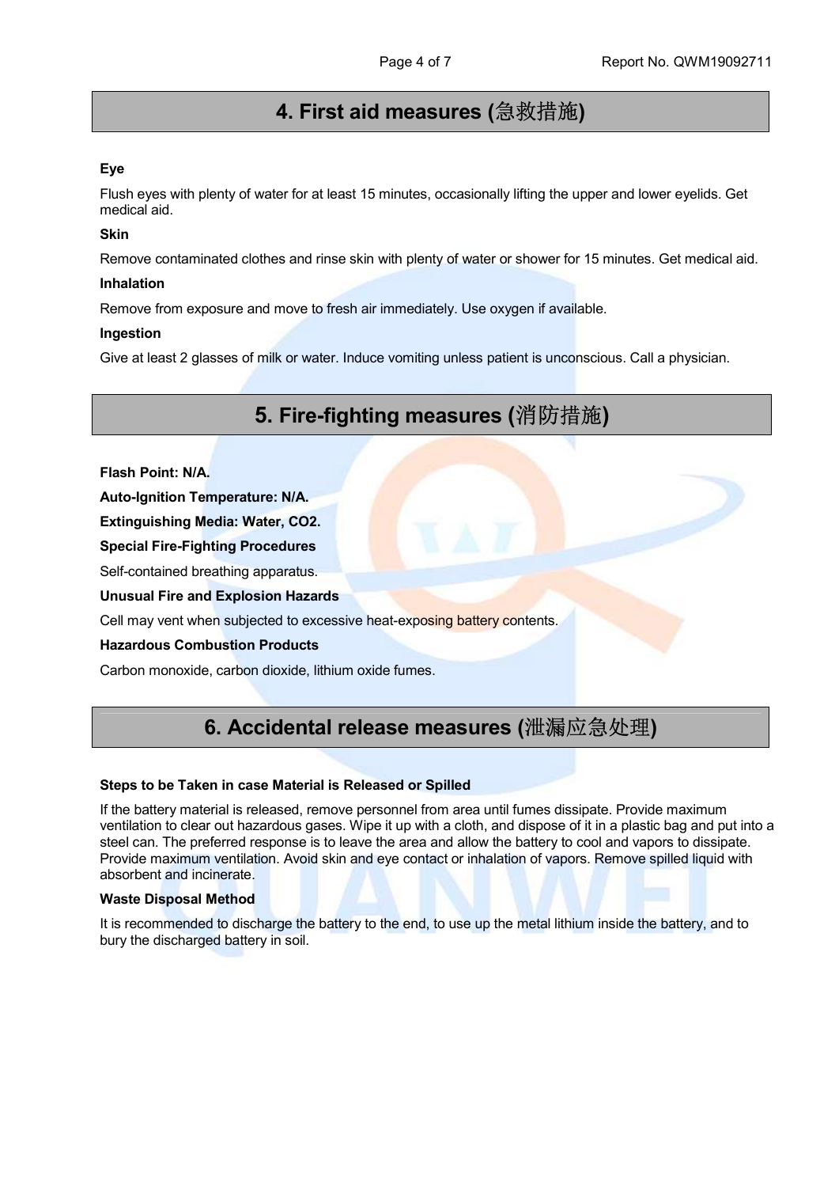## 4. First aid measures (急救措施)

**Eye**

Flush eyes with plenty of water for at least 15 minutes, occasionally lifting the upper and lower eyelids. Get medical aid.

**Skin**

Remove contaminated clothes and rinse skin with plenty of water or shower for 15 minutes. Get medical aid.

**Inhalation**

Remove from exposure and move to fresh air immediately. Use oxygen if available.

**Ingestion**

Give at least 2 glasses of milk or water. Induce vomiting unless patient is unconscious. Call a physician.

## 5. Fire-fighting measures (消防措施)

**Flash Point: N/A.**

**Auto-Ignition Temperature: N/A.**

**Extinguishing Media: Water, $CO_2$.**

**Special Fire-Fighting Procedures**

Self-contained breathing apparatus.

**Unusual Fire and Explosion Hazards**

Cell may vent when subjected to excessive heat-exposing battery contents.

**Hazardous Combustion Products**

Carbon monoxide, carbon dioxide, lithium oxide fumes.

## 6. Accidental release measures (泄漏应急处理)

**Steps to be Taken in case Material is Released or Spilled**

If the battery material is released, remove personnel from area until fumes dissipate. Provide maximum ventilation to clear out hazardous gases. Wipe it up with a cloth, and dispose of it in a plastic bag and put into a steel can. The preferred response is to leave the area and allow the battery to cool and vapors to dissipate. Provide maximum ventilation. Avoid skin and eye contact or inhalation of vapors. Remove spilled liquid with absorbent and incinerate.

**Waste Disposal Method**

It is recommended to discharge the battery to the end, to use up the metal lithium inside the battery, and to bury the discharged battery in soil.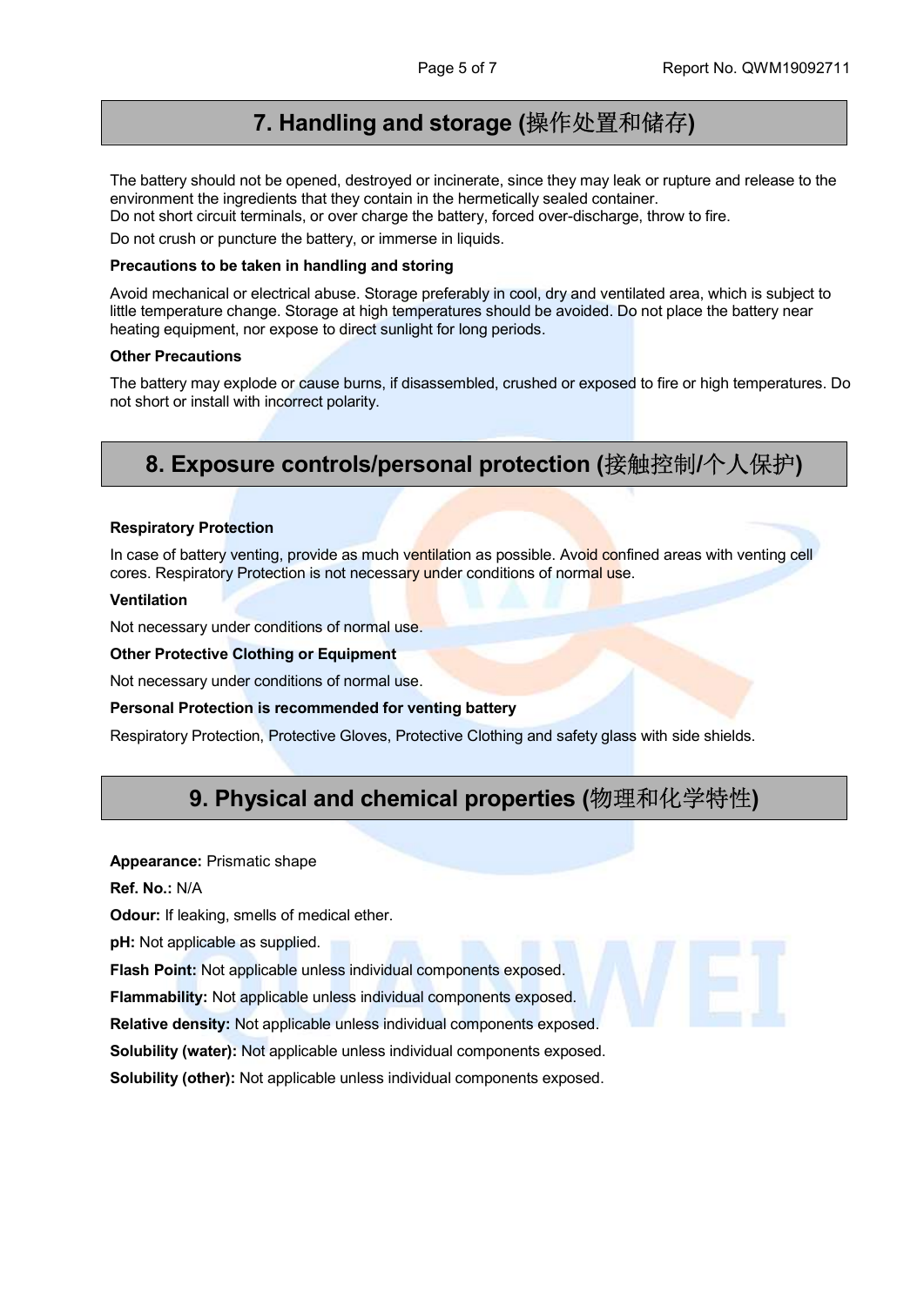## 7. Handling and storage (操作处置和储存)

The battery should not be opened, destroyed or incinerate, since they may leak or rupture and release to the environment the ingredients that they contain in the hermetically sealed container.

Do not short circuit terminals, or over charge the battery, forced over-discharge, throw to fire.

Do not crush or puncture the battery, or immerse in liquids.

**Precautions to be taken in handling and storing**

Avoid mechanical or electrical abuse. Storage preferably in cool, dry and ventilated area, which is subject to little temperature change. Storage at high temperatures should be avoided. Do not place the battery near heating equipment, nor expose to direct sunlight for long periods.

**Other Precautions**

The battery may explode or cause burns, if disassembled, crushed or exposed to fire or high temperatures. Do not short or install with incorrect polarity.

## 8. Exposure controls/personal protection (接触控制/个人保护)

**Respiratory Protection**

In case of battery venting, provide as much ventilation as possible. Avoid confined areas with venting cell cores. Respiratory Protection is not necessary under conditions of normal use.

**Ventilation**

Not necessary under conditions of normal use.

**Other Protective Clothing or Equipment**

Not necessary under conditions of normal use.

**Personal Protection is recommended for venting battery**

Respiratory Protection, Protective Gloves, Protective Clothing and safety glass with side shields.

## 9. Physical and chemical properties (物理和化学特性)

**Appearance:** Prismatic shape

**Ref. No.:** N/A

**Odour:** If leaking, smells of medical ether.

**pH:** Not applicable as supplied.

**Flash Point:** Not applicable unless individual components exposed.

**Flammability:** Not applicable unless individual components exposed.

**Relative density:** Not applicable unless individual components exposed.

**Solubility (water):** Not applicable unless individual components exposed.

**Solubility (other):** Not applicable unless individual components exposed.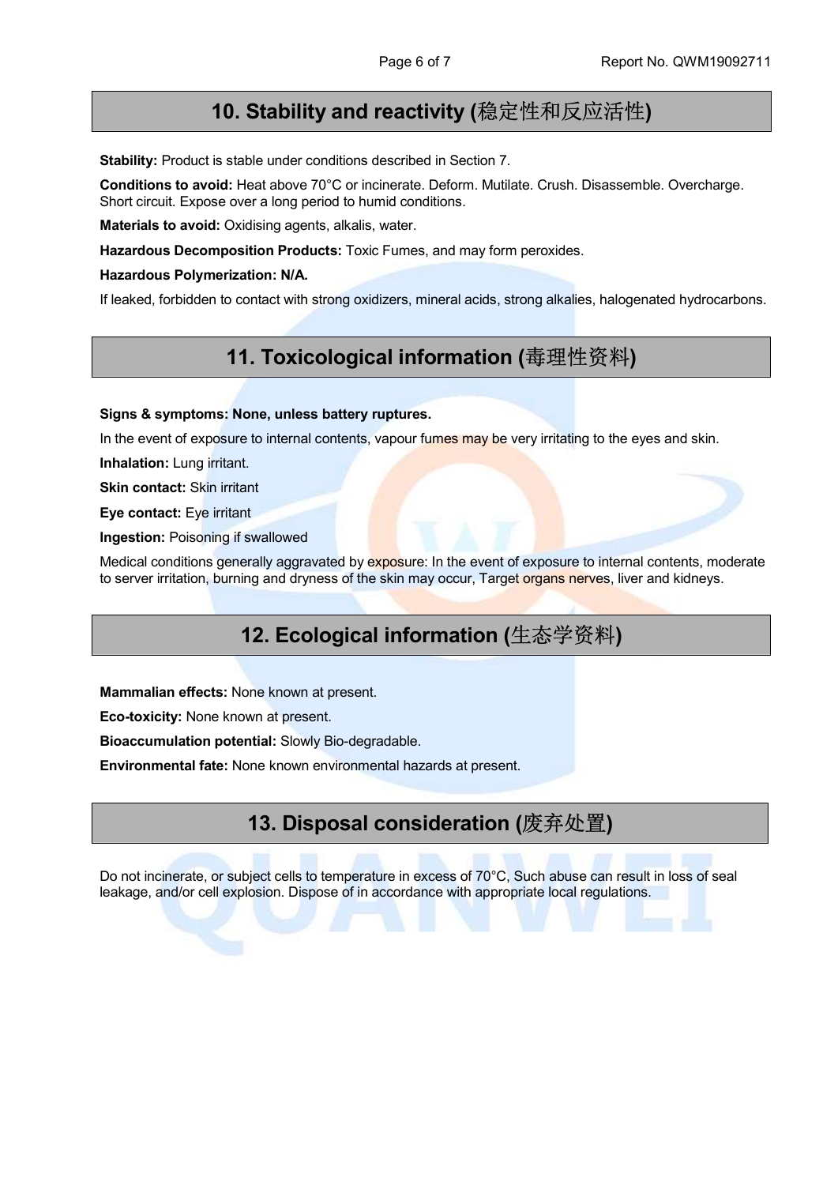## 10. Stability and reactivity (稳定性和反应活性)

**Stability:** Product is stable under conditions described in Section 7.

**Conditions to avoid:** Heat above 70°C or incinerate. Deform. Mutilate. Crush. Disassemble. Overcharge. Short circuit. Expose over a long period to humid conditions.

**Materials to avoid:** Oxidising agents, alkalis, water.

**Hazardous Decomposition Products:** Toxic Fumes, and may form peroxides.

**Hazardous Polymerization: N/A.**

If leaked, forbidden to contact with strong oxidizers, mineral acids, strong alkalies, halogenated hydrocarbons.

## 11. Toxicological information (毒理性资料)

**Signs & symptoms: None, unless battery ruptures.**

In the event of exposure to internal contents, vapour fumes may be very irritating to the eyes and skin.

**Inhalation:** Lung irritant.

**Skin contact:** Skin irritant

**Eye contact:** Eye irritant

**Ingestion:** Poisoning if swallowed

Medical conditions generally aggravated by exposure: In the event of exposure to internal contents, moderate to server irritation, burning and dryness of the skin may occur, Target organs nerves, liver and kidneys.

## 12. Ecological information (生态学资料)

**Mammalian effects:** None known at present.

**Eco-toxicity:** None known at present.

**Bioaccumulation potential:** Slowly Bio-degradable.

**Environmental fate:** None known environmental hazards at present.

## 13. Disposal consideration (废弃处置)

Do not incinerate, or subject cells to temperature in excess of 70°C, Such abuse can result in loss of seal leakage, and/or cell explosion. Dispose of in accordance with appropriate local regulations.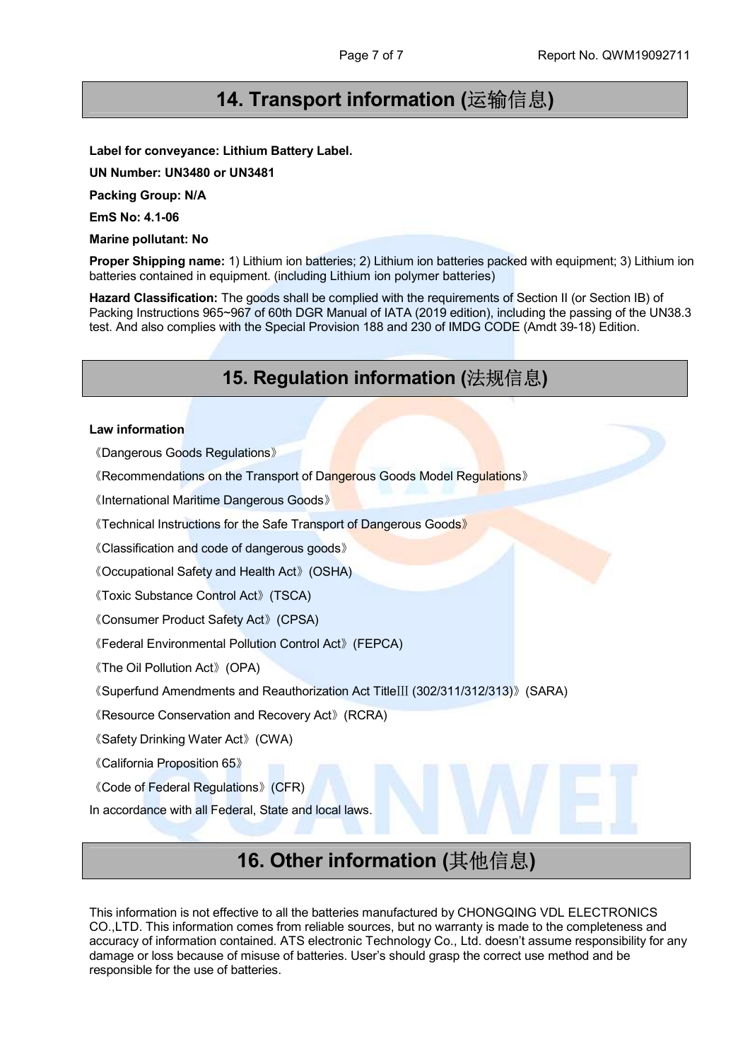## 14. Transport information (运输信息)

**Label for conveyance: Lithium Battery Label.**

**UN Number: UN3480 or UN3481**

**Packing Group: N/A**

**EmS No: 4.1-06**

**Marine pollutant: No**

**Proper Shipping name:** 1) Lithium ion batteries; 2) Lithium ion batteries packed with equipment; 3) Lithium ion batteries contained in equipment. (including Lithium ion polymer batteries)

**Hazard Classification:** The goods shall be complied with the requirements of Section II (or Section IB) of Packing Instructions 965~967 of 60th DGR Manual of IATA (2019 edition), including the passing of the UN38.3 test. And also complies with the Special Provision 188 and 230 of IMDG CODE (Amdt 39-18) Edition.

## 15. Regulation information (法规信息)

**Law information**

《Dangerous Goods Regulations》

《Recommendations on the Transport of Dangerous Goods Model Regulations》

《International Maritime Dangerous Goods》

《Technical Instructions for the Safe Transport of Dangerous Goods》

《Classification and code of dangerous goods》

《Occupational Safety and Health Act》(OSHA)

《Toxic Substance Control Act》(TSCA)

《Consumer Product Safety Act》(CPSA)

《Federal Environmental Pollution Control Act》(FEPCA)

《The Oil Pollution Act》(OPA)

《Superfund Amendments and Reauthorization Act TitleⅢ (302/311/312/313)》(SARA)

《Resource Conservation and Recovery Act》(RCRA)

《Safety Drinking Water Act》(CWA)

《California Proposition 65》

《Code of Federal Regulations》(CFR)

In accordance with all Federal, State and local laws.

## 16. Other information (其他信息)

This information is not effective to all the batteries manufactured by CHONGQING VDL ELECTRONICS CO.,LTD. This information comes from reliable sources, but no warranty is made to the completeness and accuracy of information contained. ATS electronic Technology Co., Ltd. doesn't assume responsibility for any damage or loss because of misuse of batteries. User's should grasp the correct use method and be responsible for the use of batteries.